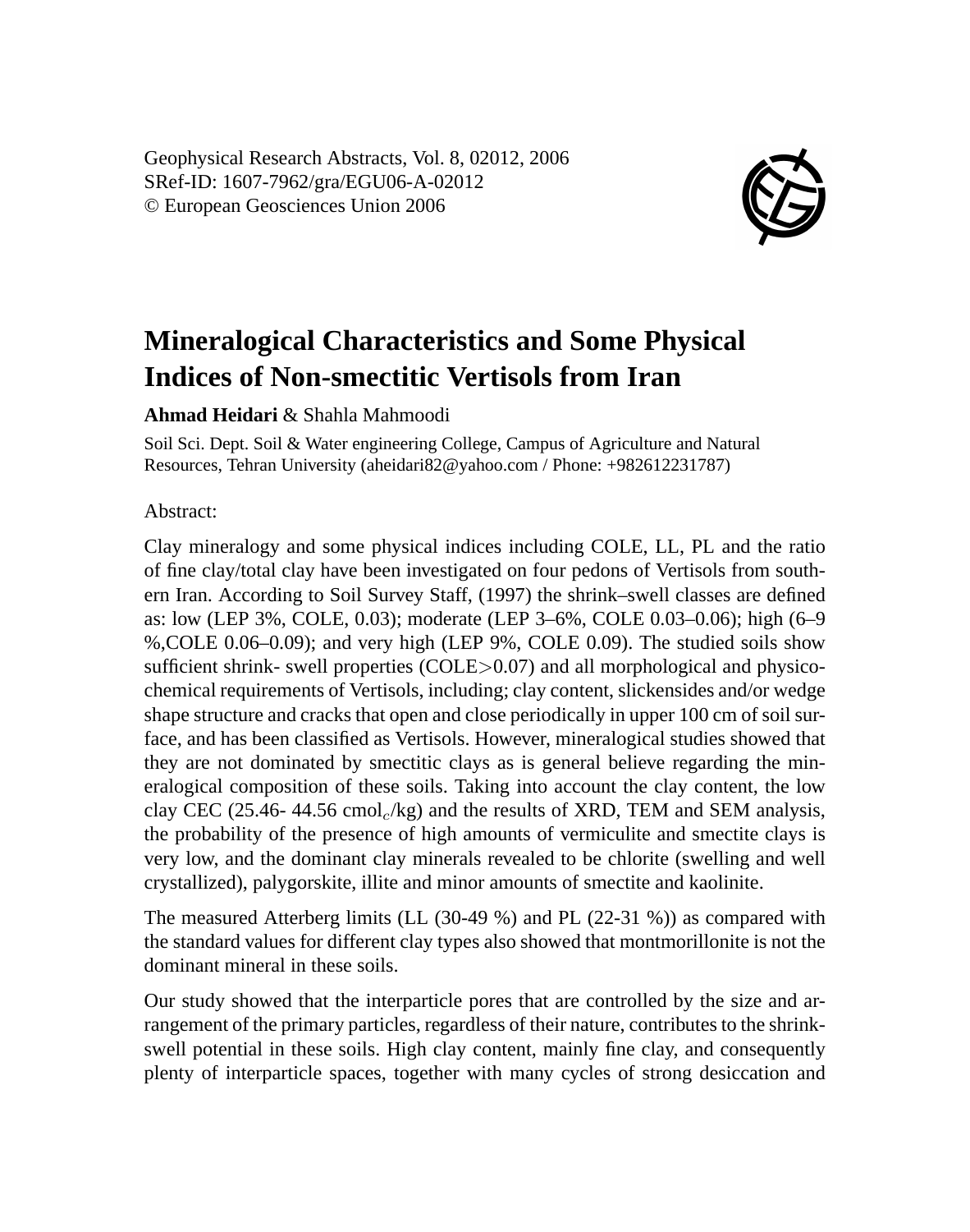Geophysical Research Abstracts, Vol. 8, 02012, 2006
SRef-ID: 1607-7962/gra/EGU06-A-02012
© European Geosciences Union 2006

# Mineralogical Characteristics and Some Physical Indices of Non-smectitic Vertisols from Iran

**Ahmad Heidari** & Shahla Mahmoodi

Soil Sci. Dept. Soil & Water engineering College, Campus of Agriculture and Natural Resources, Tehran University (aheidari82@yahoo.com / Phone: +982612231787)

Abstract:

Clay mineralogy and some physical indices including COLE, LL, PL and the ratio of fine clay/total clay have been investigated on four pedons of Vertisols from southern Iran. According to Soil Survey Staff, (1997) the shrink–swell classes are defined as: low (LEP 3%, COLE, 0.03); moderate (LEP 3–6%, COLE 0.03–0.06); high (6–9 %,COLE 0.06–0.09); and very high (LEP 9%, COLE 0.09). The studied soils show sufficient shrink- swell properties (COLE>0.07) and all morphological and physicochemical requirements of Vertisols, including; clay content, slickensides and/or wedge shape structure and cracks that open and close periodically in upper 100 cm of soil surface, and has been classified as Vertisols. However, mineralogical studies showed that they are not dominated by smectitic clays as is general believe regarding the mineralogical composition of these soils. Taking into account the clay content, the low clay CEC (25.46- 44.56 $cmol_c$/kg) and the results of XRD, TEM and SEM analysis, the probability of the presence of high amounts of vermiculite and smectite clays is very low, and the dominant clay minerals revealed to be chlorite (swelling and well crystallized), palygorskite, illite and minor amounts of smectite and kaolinite.

The measured Atterberg limits (LL (30-49 %) and PL (22-31 %)) as compared with the standard values for different clay types also showed that montmorillonite is not the dominant mineral in these soils.

Our study showed that the interparticle pores that are controlled by the size and arrangement of the primary particles, regardless of their nature, contributes to the shrink-swell potential in these soils. High clay content, mainly fine clay, and consequently plenty of interparticle spaces, together with many cycles of strong desiccation and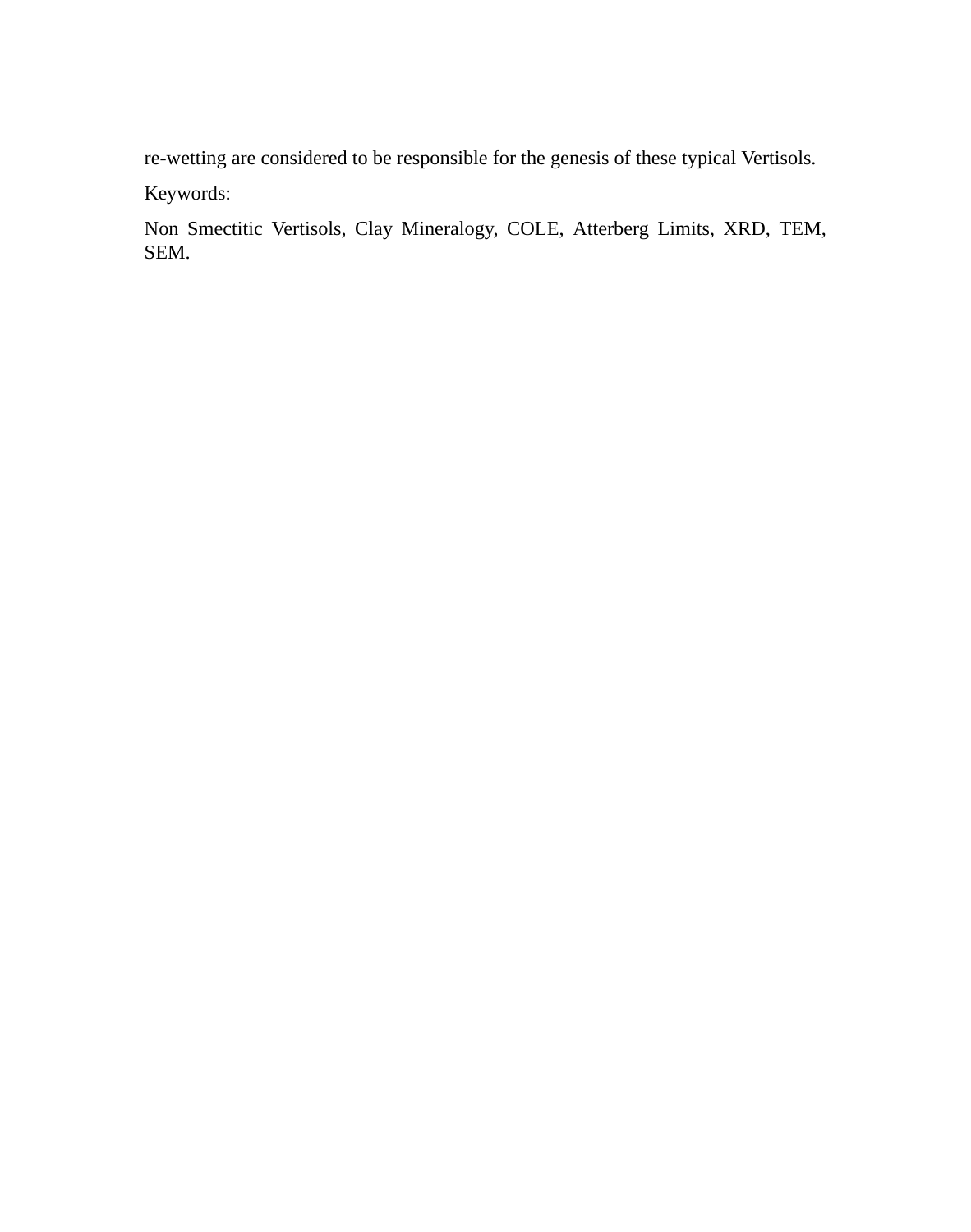re-wetting are considered to be responsible for the genesis of these typical Vertisols.

Keywords:

Non Smectitic Vertisols, Clay Mineralogy, COLE, Atterberg Limits, XRD, TEM, SEM.